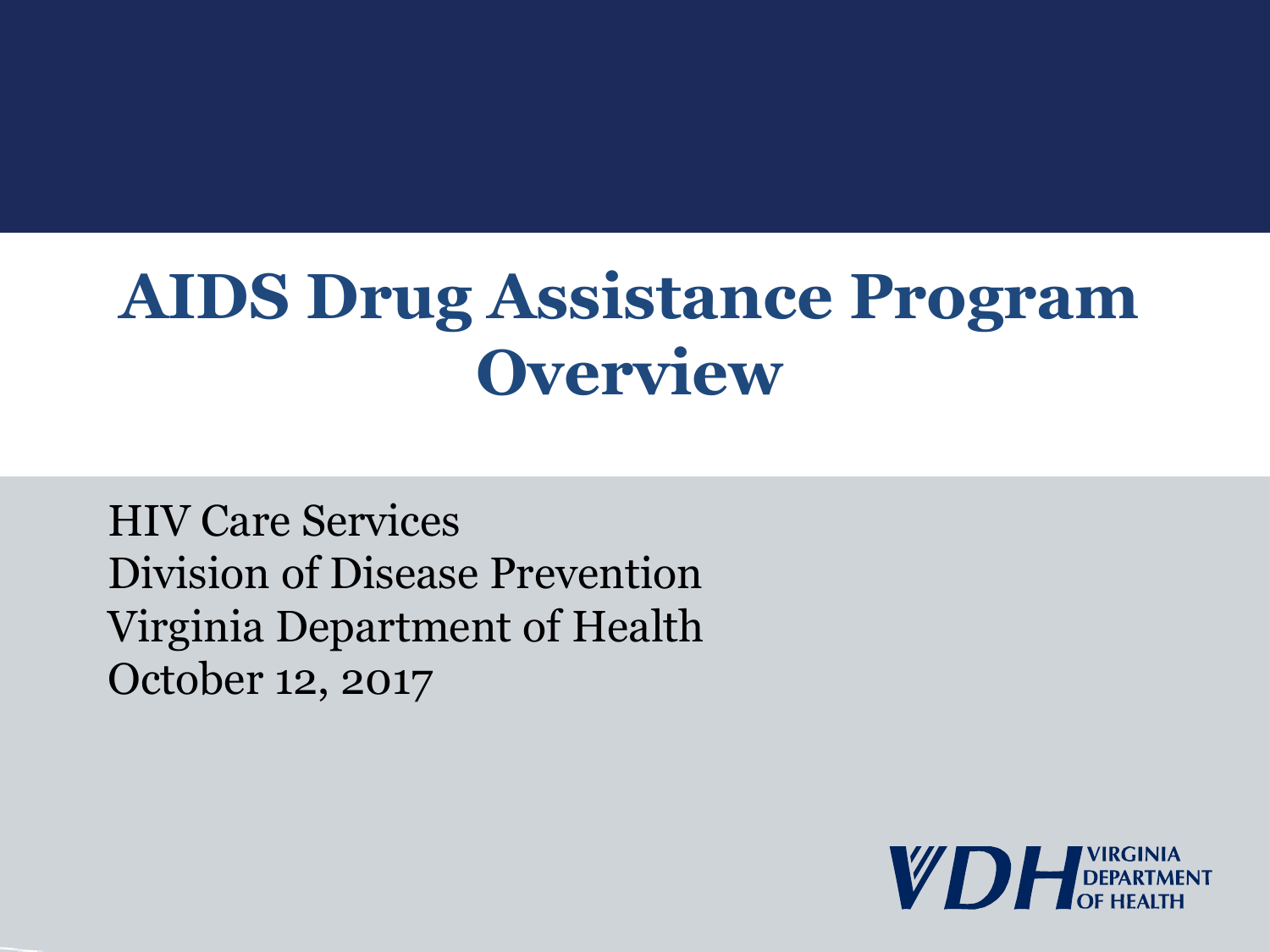# AIDS Drug Assistance Program Overview

HIV Care Services
Division of Disease Prevention
Virginia Department of Health
October 12, 2017

VDH VIRGINIA DEPARTMENT OF HEALTH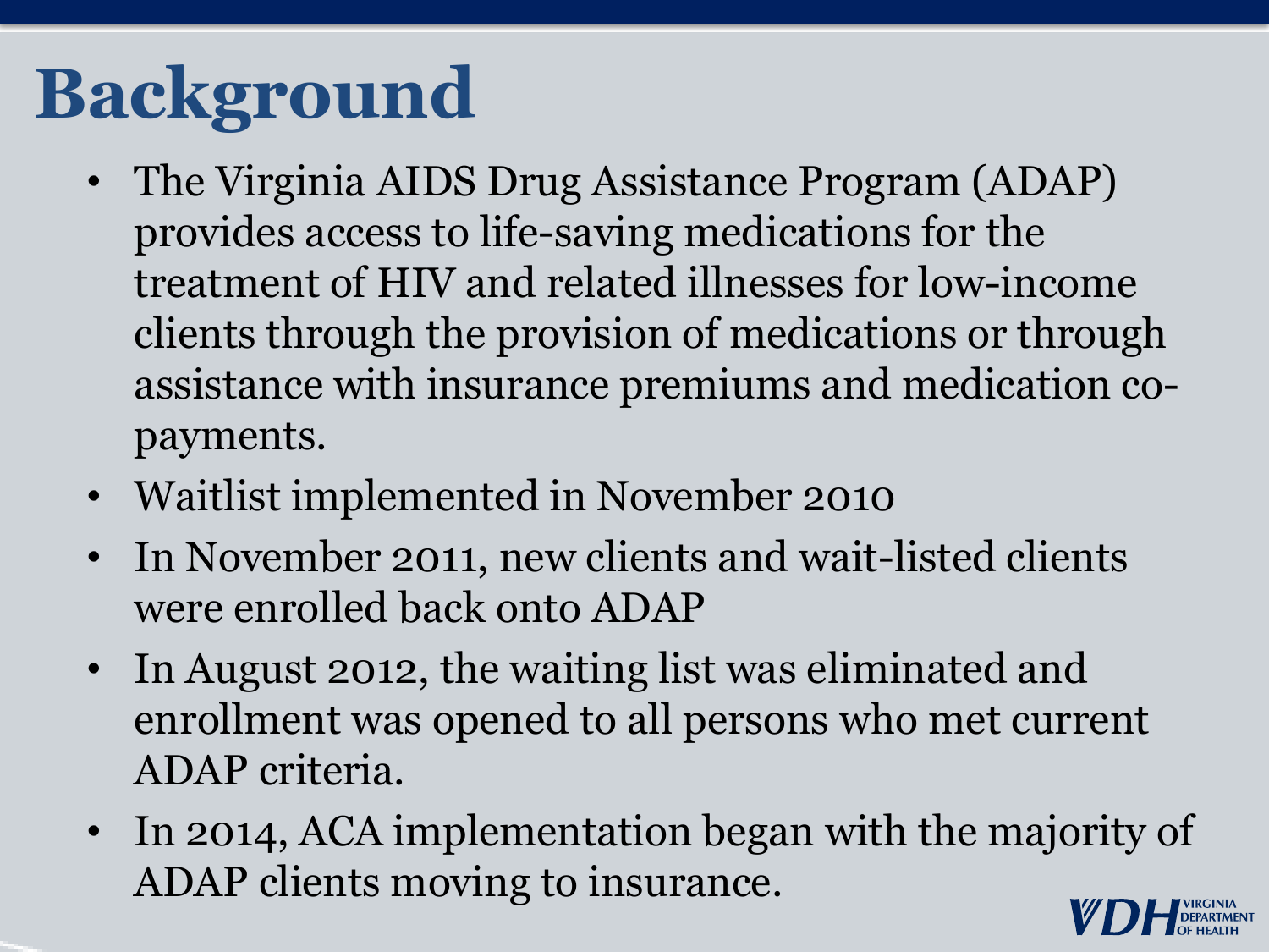# Background

- The Virginia AIDS Drug Assistance Program (ADAP) provides access to life-saving medications for the treatment of HIV and related illnesses for low-income clients through the provision of medications or through assistance with insurance premiums and medication co-payments.
- Waitlist implemented in November 2010
- In November 2011, new clients and wait-listed clients were enrolled back onto ADAP
- In August 2012, the waiting list was eliminated and enrollment was opened to all persons who met current ADAP criteria.
- In 2014, ACA implementation began with the majority of ADAP clients moving to insurance.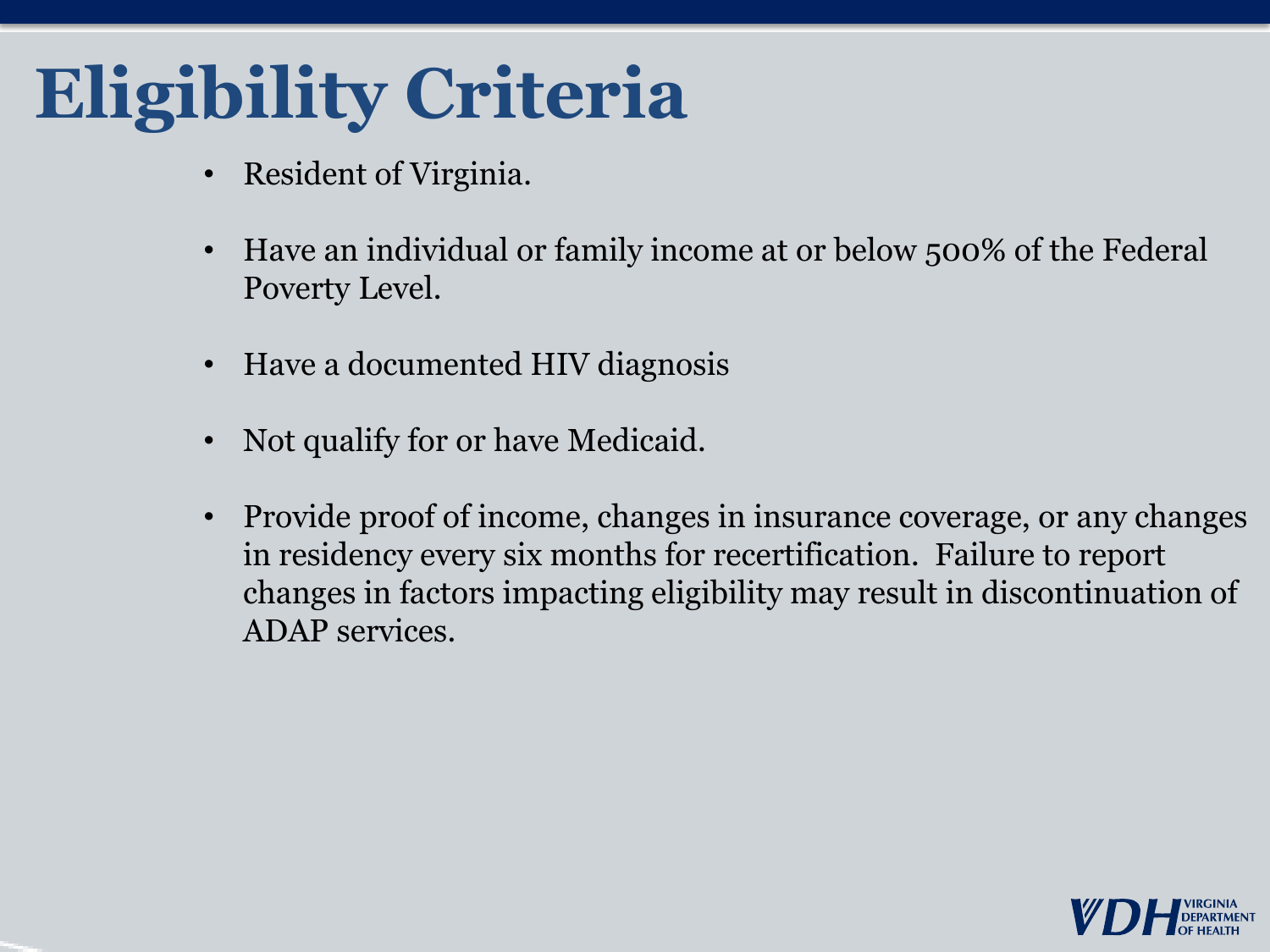# Eligibility Criteria

- Resident of Virginia.
- Have an individual or family income at or below 500% of the Federal Poverty Level.
- Have a documented HIV diagnosis
- Not qualify for or have Medicaid.
- Provide proof of income, changes in insurance coverage, or any changes in residency every six months for recertification. Failure to report changes in factors impacting eligibility may result in discontinuation of ADAP services.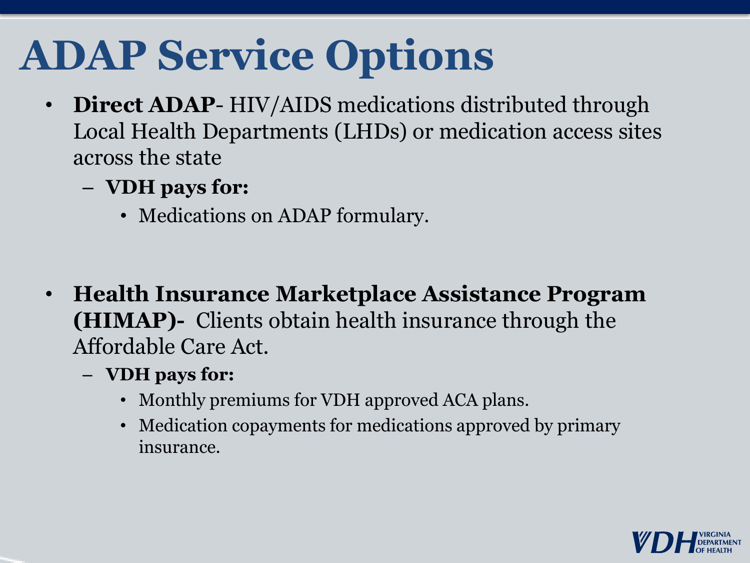# ADAP Service Options

- **Direct ADAP**- HIV/AIDS medications distributed through Local Health Departments (LHDs) or medication access sites across the state
  - **VDH pays for:**
    - Medications on ADAP formulary.

- **Health Insurance Marketplace Assistance Program (HIMAP)-** Clients obtain health insurance through the Affordable Care Act.
  - **VDH pays for:**
    - Monthly premiums for VDH approved ACA plans.
    - Medication copayments for medications approved by primary insurance.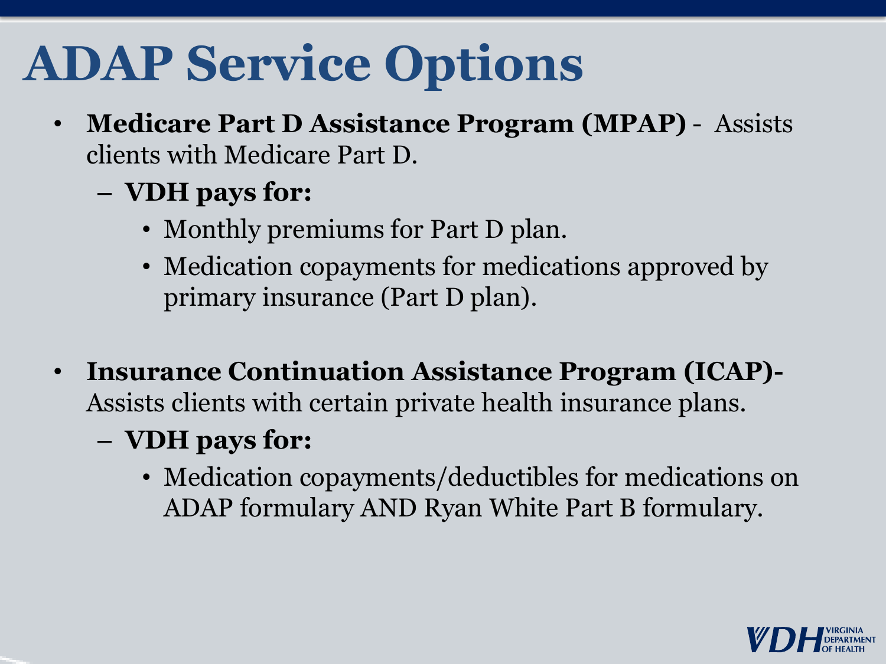# ADAP Service Options

- **Medicare Part D Assistance Program (MPAP)** - Assists clients with Medicare Part D.
  - **VDH pays for:**
    - Monthly premiums for Part D plan.
    - Medication copayments for medications approved by primary insurance (Part D plan).

- **Insurance Continuation Assistance Program (ICAP)-** Assists clients with certain private health insurance plans.
  - **VDH pays for:**
    - Medication copayments/deductibles for medications on ADAP formulary AND Ryan White Part B formulary.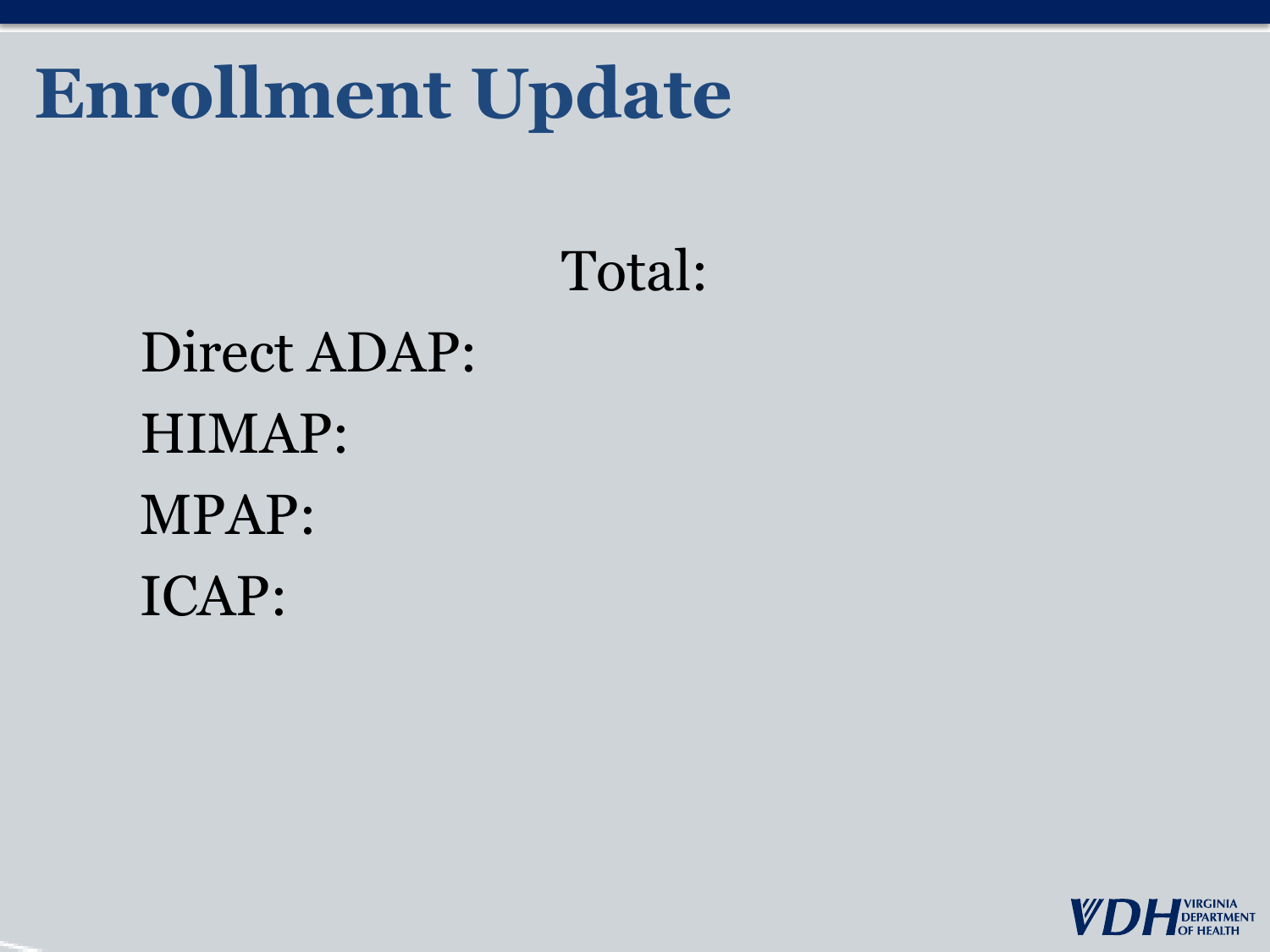# Enrollment Update

Total:

Direct ADAP:

HIMAP:

MPAP:

ICAP: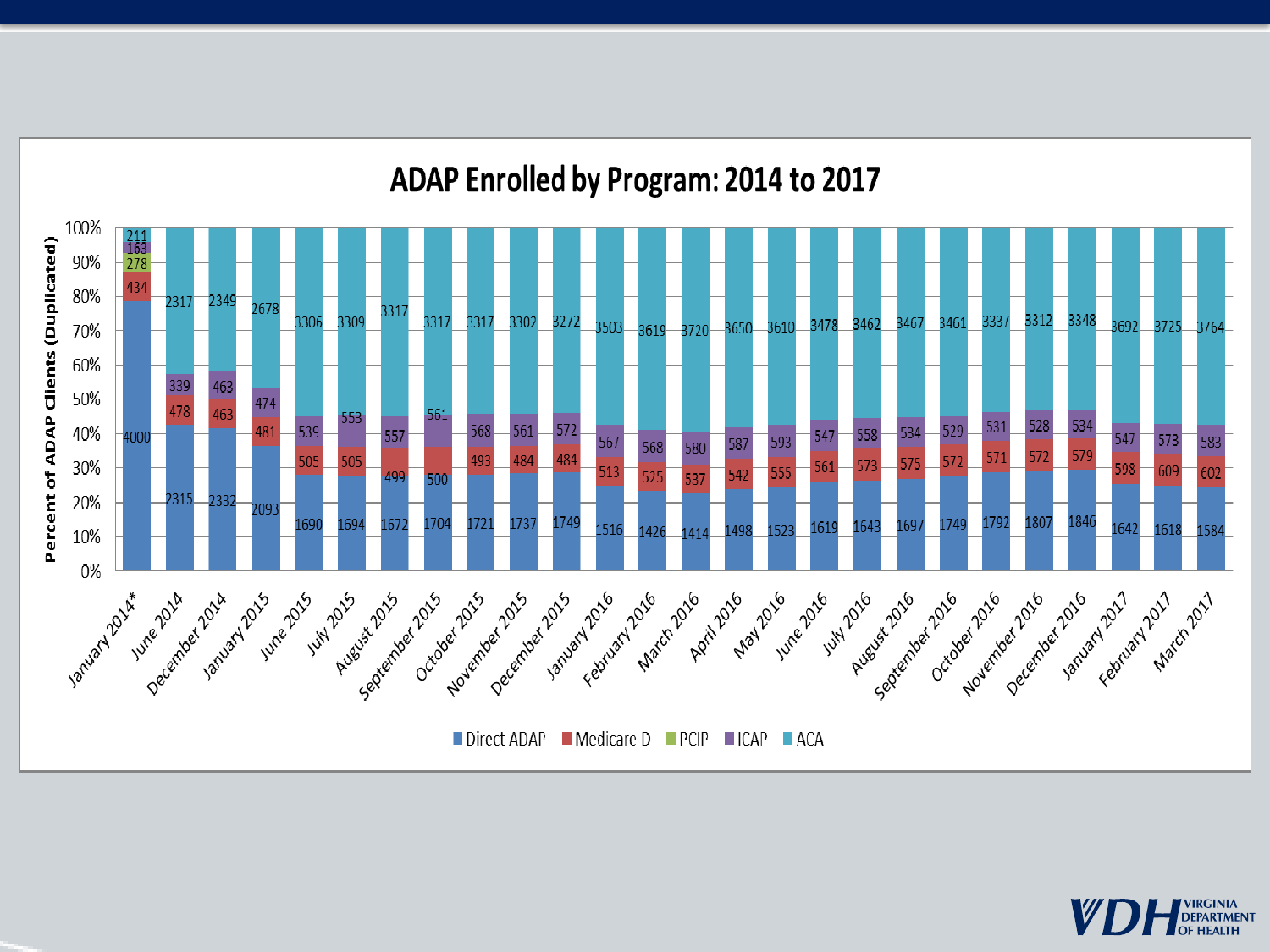# ADAP Enrolled by Program: 2014 to 2017

Percent of ADAP Clients (Duplicated)

| Month | Direct ADAP | Medicare D | PCIP | ICAP | ACA |
|---|---|---|---|---|---|
| January 2014* | 4000 | 434 | 278 | 163 | 211 |
| June 2014 | 2315 | 478 | | 339 | 2317 |
| December 2014 | 2332 | 463 | | 463 | 2349 |
| January 2015 | 2093 | 481 | | 474 | 2678 |
| June 2015 | 1690 | 505 | | 539 | 3306 |
| July 2015 | 1694 | 505 | | 553 | 3309 |
| August 2015 | 1672 | 499 | | 557 | 3317 |
| September 2015 | 1704 | 500 | | 561 | 3317 |
| October 2015 | 1721 | 493 | | 568 | 3317 |
| November 2015 | 1737 | 484 | | 561 | 3302 |
| December 2015 | 1749 | 484 | | 572 | 3272 |
| January 2016 | 1516 | 513 | | 567 | 3503 |
| February 2016 | 1426 | 525 | | 568 | 3619 |
| March 2016 | 1414 | 537 | | 580 | 3720 |
| April 2016 | 1498 | 542 | | 587 | 3650 |
| May 2016 | 1523 | 555 | | 593 | 3610 |
| June 2016 | 1619 | 561 | | 547 | 3478 |
| July 2016 | 1643 | 573 | | 558 | 3462 |
| August 2016 | 1697 | 575 | | 534 | 3467 |
| September 2016 | 1749 | 572 | | 529 | 3461 |
| October 2016 | 1792 | 571 | | 531 | 3337 |
| November 2016 | 1807 | 572 | | 528 | 3312 |
| December 2016 | 1846 | 579 | | 534 | 3348 |
| January 2017 | 1642 | 598 | | 547 | 3692 |
| February 2017 | 1618 | 609 | | 573 | 3725 |
| March 2017 | 1584 | 602 | | 583 | 3764 |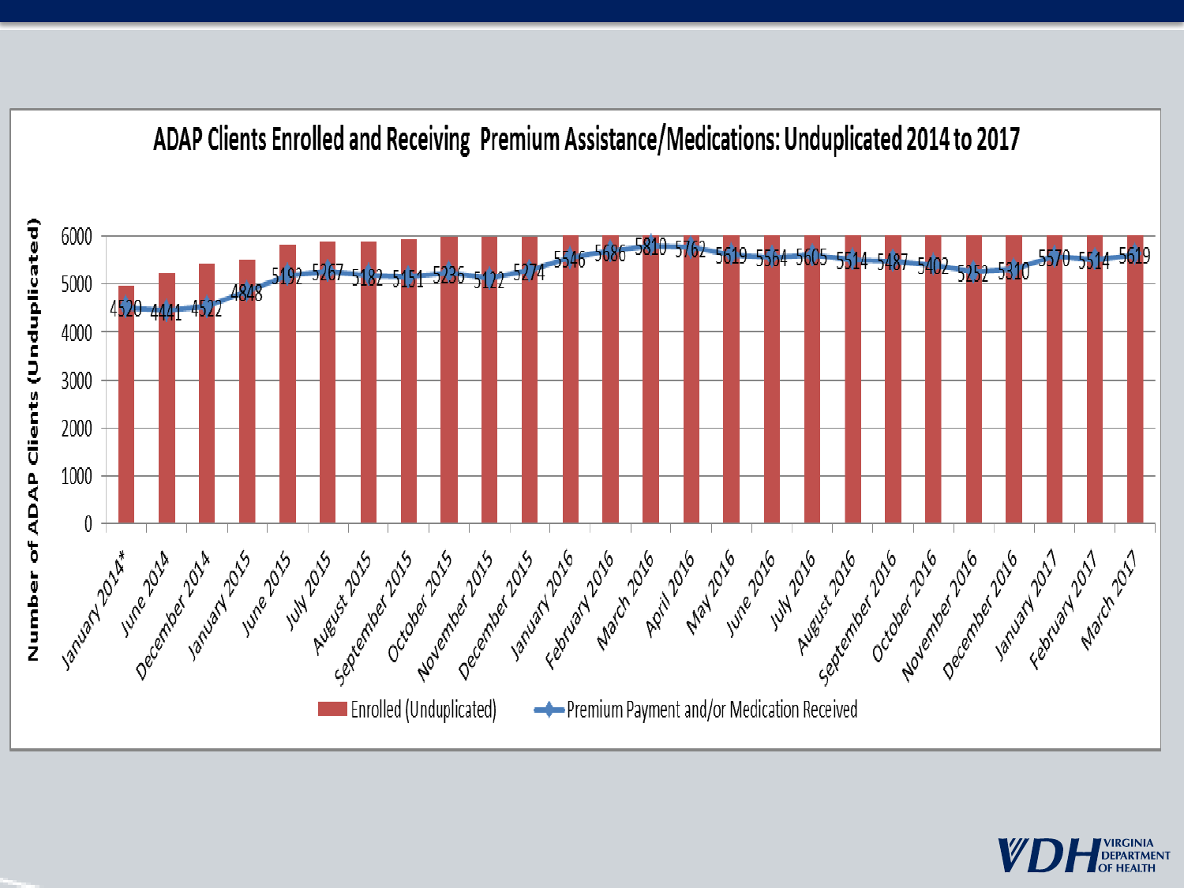## ADAP Clients Enrolled and Receiving Premium Assistance/Medications: Unduplicated 2014 to 2017

| Month | Premium Payment and/or Medication Received |
|---|---|
| January 2014* | 4520 |
| June 2014 | 4441 |
| December 2014 | 4522 |
| January 2015 | 4848 |
| June 2015 | 5192 |
| July 2015 | 5267 |
| August 2015 | 5182 |
| September 2015 | 5151 |
| October 2015 | 5236 |
| November 2015 | 5122 |
| December 2015 | 5274 |
| January 2016 | 5546 |
| February 2016 | 5686 |
| March 2016 | 5810 |
| April 2016 | 5762 |
| May 2016 | 5619 |
| June 2016 | 5564 |
| July 2016 | 5605 |
| August 2016 | 5514 |
| September 2016 | 5487 |
| October 2016 | 5402 |
| November 2016 | 5252 |
| December 2016 | 5310 |
| January 2017 | 5570 |
| February 2017 | 5514 |
| March 2017 | 5619 |

Y-axis: Number of ADAP Clients (Unduplicated), 0–6000

Legend: Enrolled (Unduplicated); Premium Payment and/or Medication Received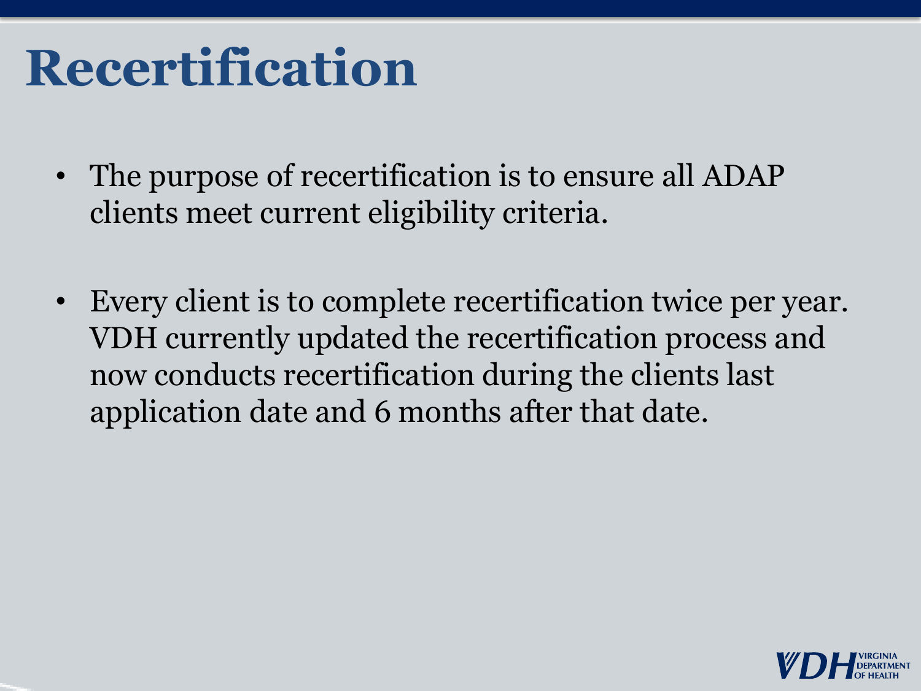# Recertification

- The purpose of recertification is to ensure all ADAP clients meet current eligibility criteria.

- Every client is to complete recertification twice per year. VDH currently updated the recertification process and now conducts recertification during the clients last application date and 6 months after that date.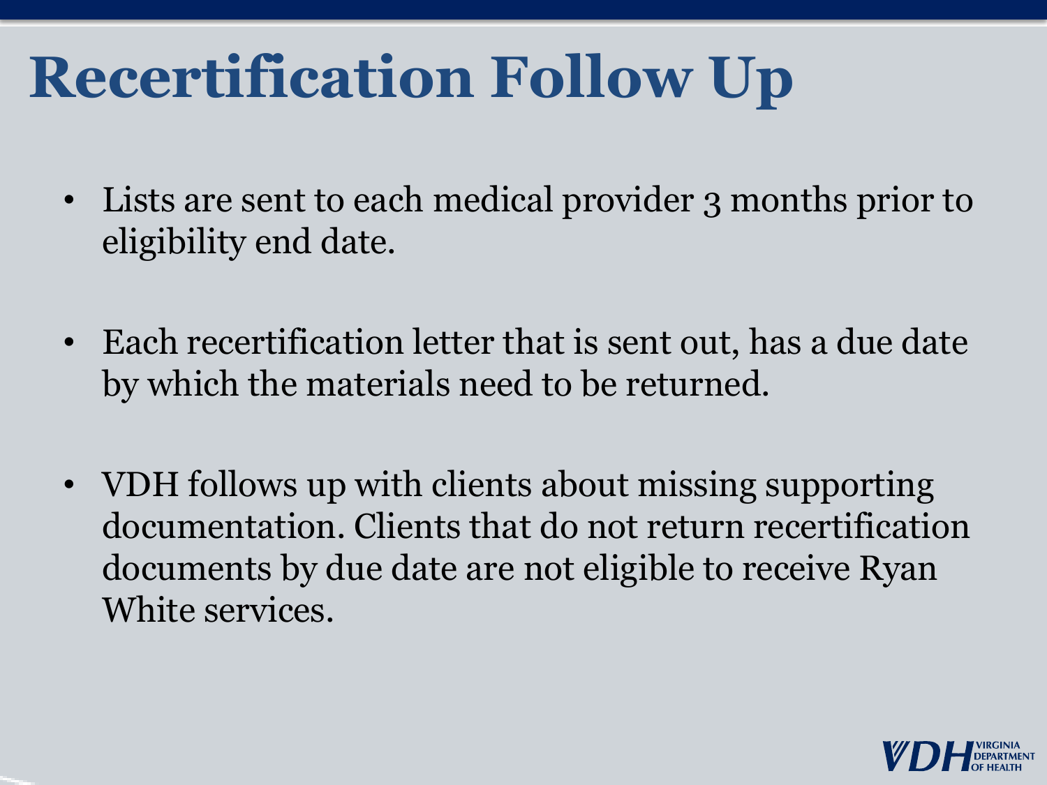# Recertification Follow Up

- Lists are sent to each medical provider 3 months prior to eligibility end date.
- Each recertification letter that is sent out, has a due date by which the materials need to be returned.
- VDH follows up with clients about missing supporting documentation. Clients that do not return recertification documents by due date are not eligible to receive Ryan White services.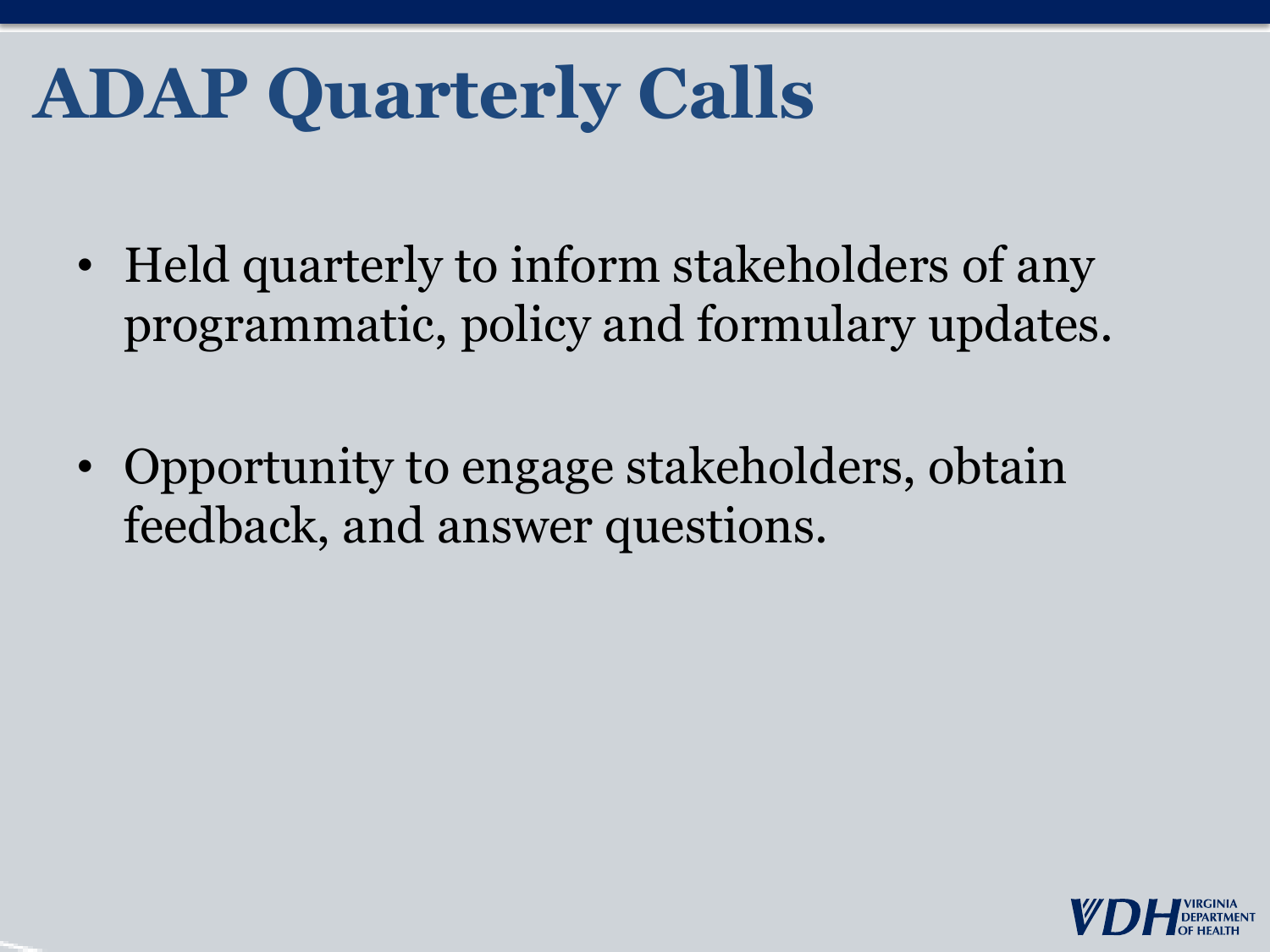# ADAP Quarterly Calls

- Held quarterly to inform stakeholders of any programmatic, policy and formulary updates.
- Opportunity to engage stakeholders, obtain feedback, and answer questions.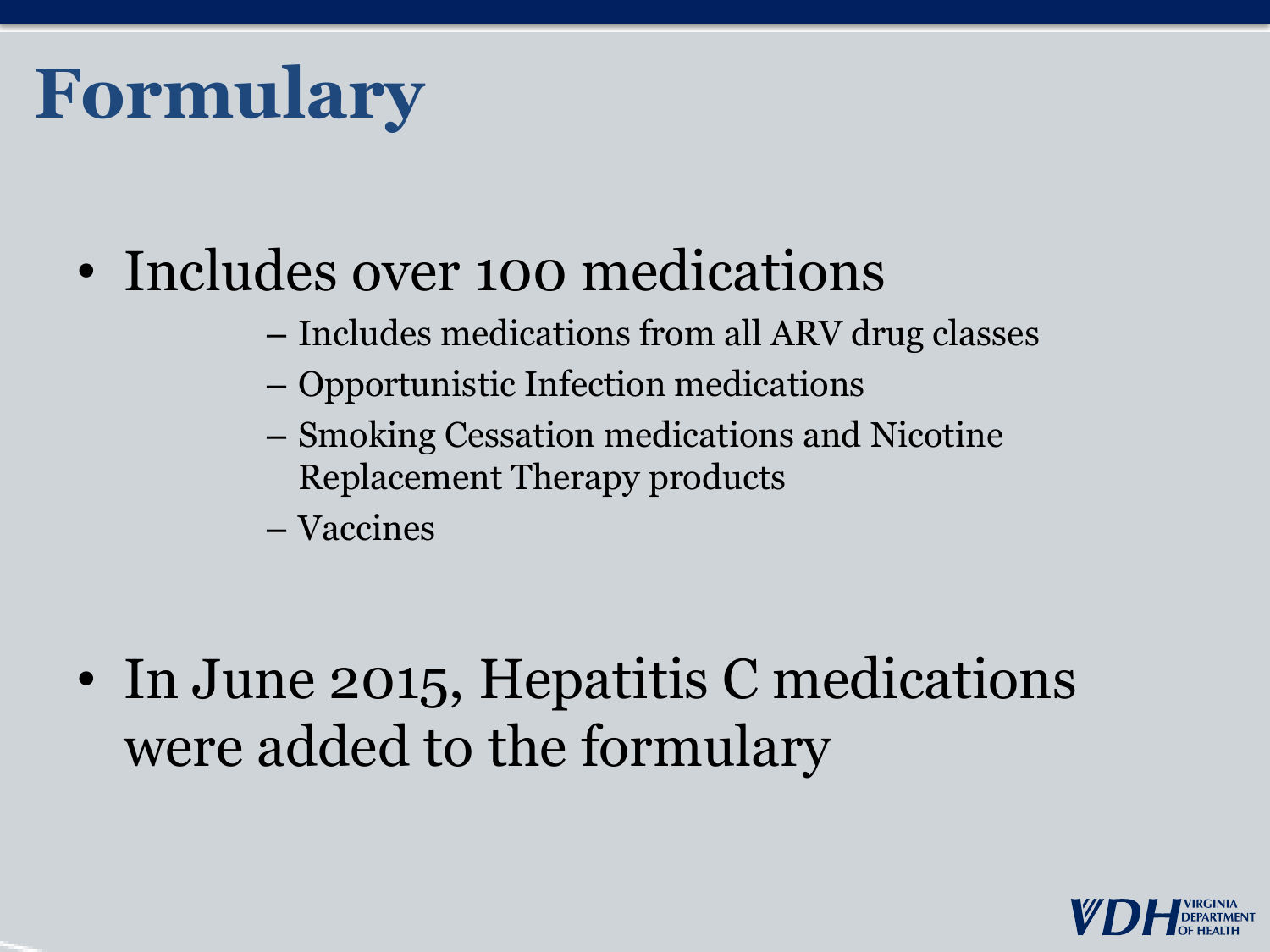# Formulary

- Includes over 100 medications
  - Includes medications from all ARV drug classes
  - Opportunistic Infection medications
  - Smoking Cessation medications and Nicotine Replacement Therapy products
  - Vaccines
- In June 2015, Hepatitis C medications were added to the formulary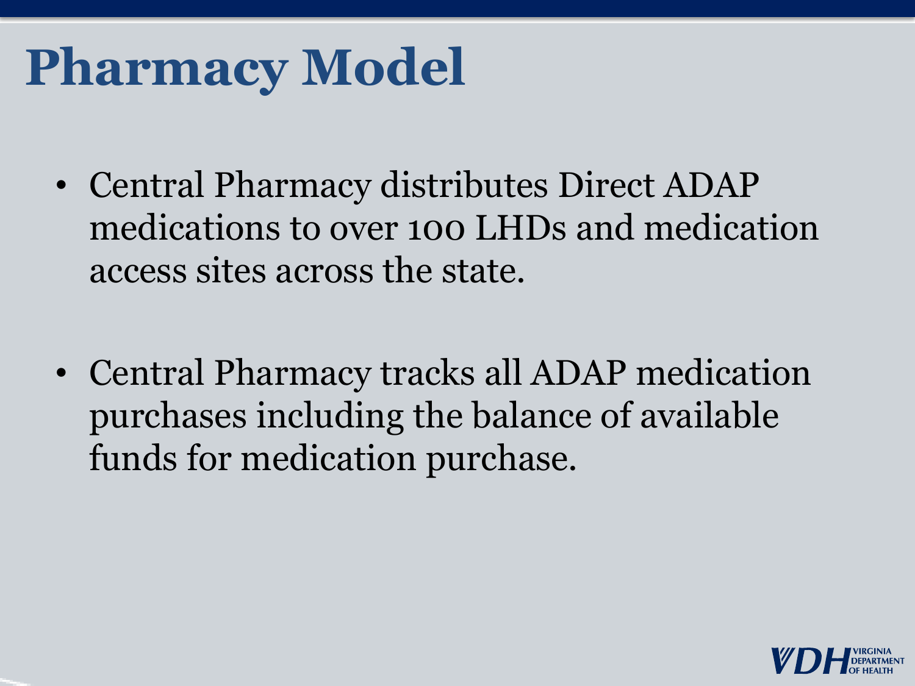# Pharmacy Model

- Central Pharmacy distributes Direct ADAP medications to over 100 LHDs and medication access sites across the state.
- Central Pharmacy tracks all ADAP medication purchases including the balance of available funds for medication purchase.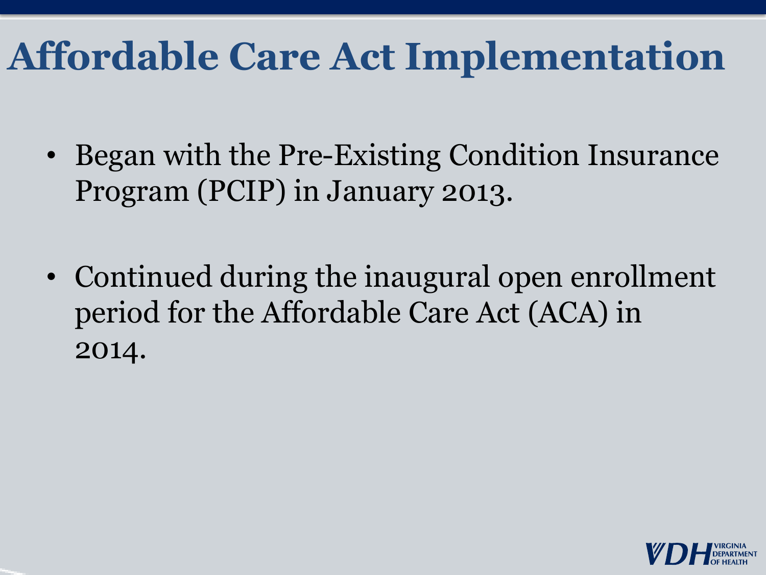# Affordable Care Act Implementation

- Began with the Pre-Existing Condition Insurance Program (PCIP) in January 2013.
- Continued during the inaugural open enrollment period for the Affordable Care Act (ACA) in 2014.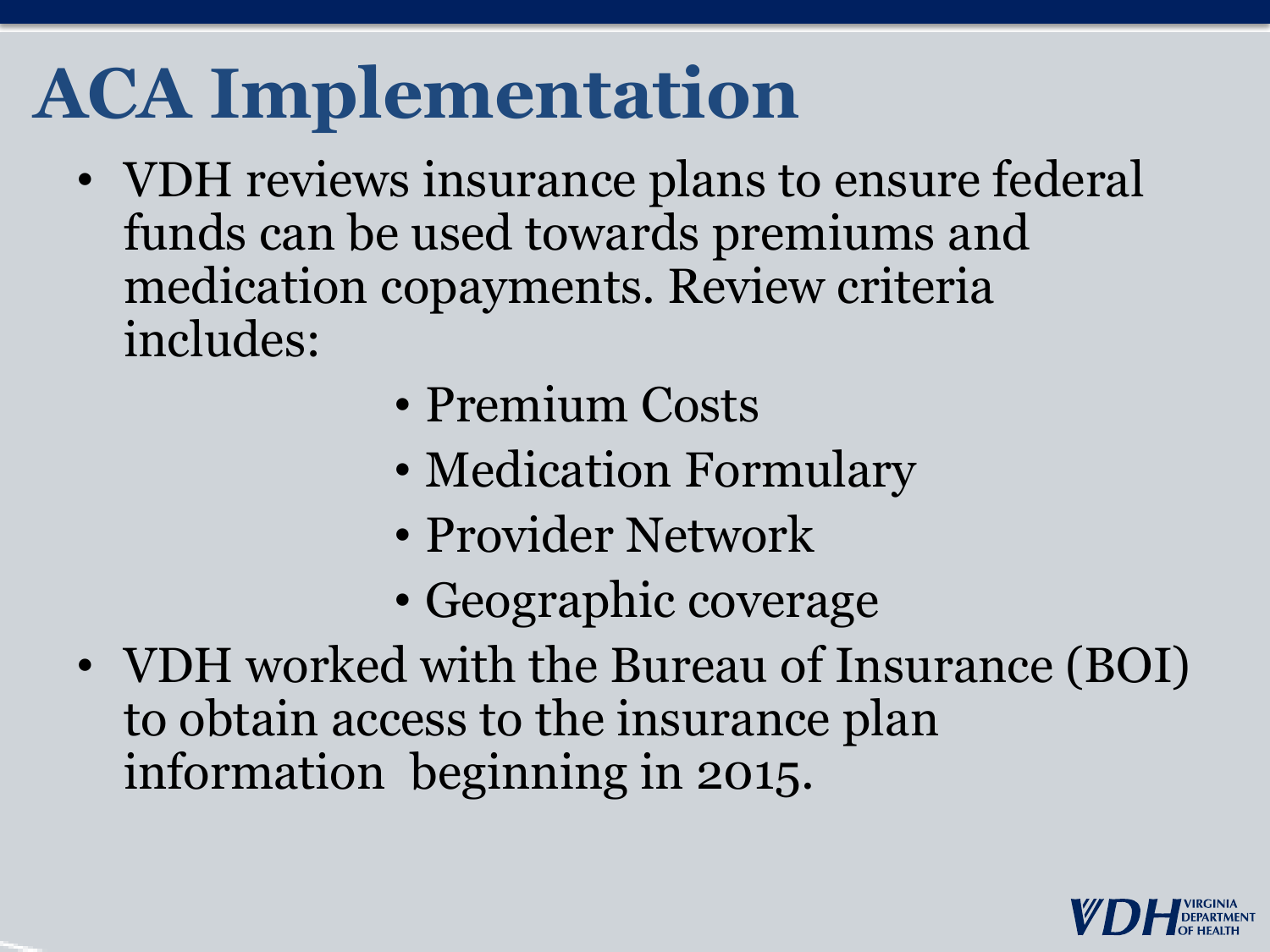# ACA Implementation

- VDH reviews insurance plans to ensure federal funds can be used towards premiums and medication copayments. Review criteria includes:
  - Premium Costs
  - Medication Formulary
  - Provider Network
  - Geographic coverage
- VDH worked with the Bureau of Insurance (BOI) to obtain access to the insurance plan information beginning in 2015.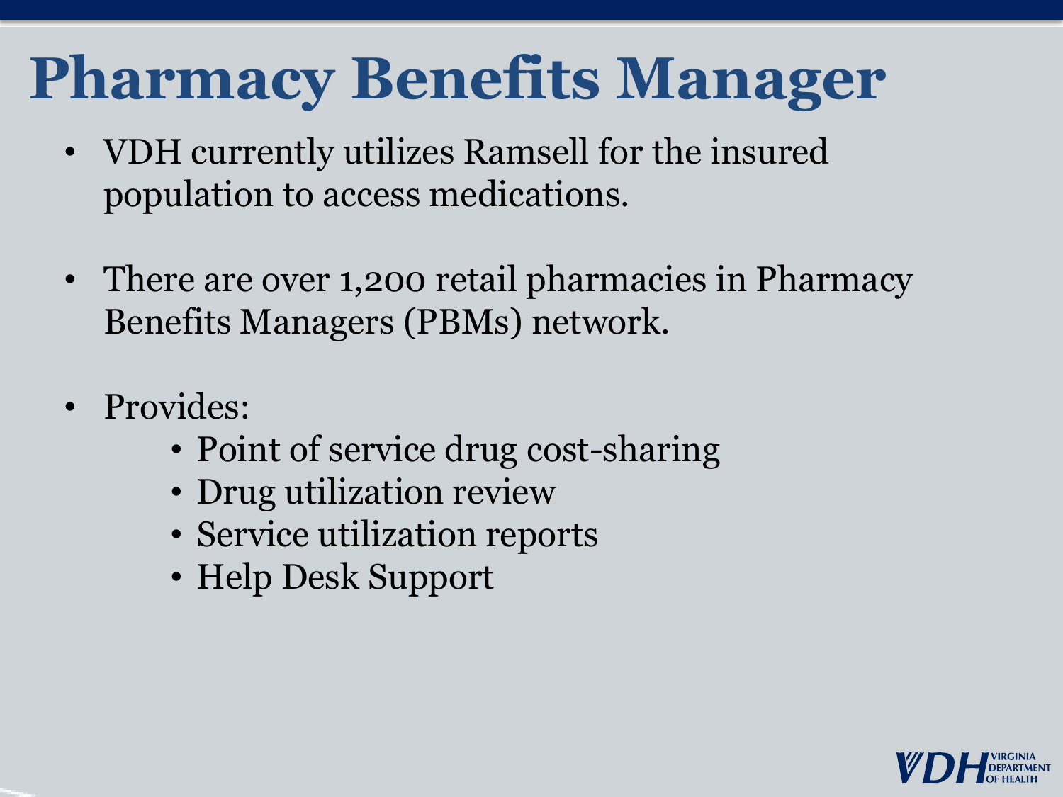# Pharmacy Benefits Manager

- VDH currently utilizes Ramsell for the insured population to access medications.
- There are over 1,200 retail pharmacies in Pharmacy Benefits Managers (PBMs) network.
- Provides:
  - Point of service drug cost-sharing
  - Drug utilization review
  - Service utilization reports
  - Help Desk Support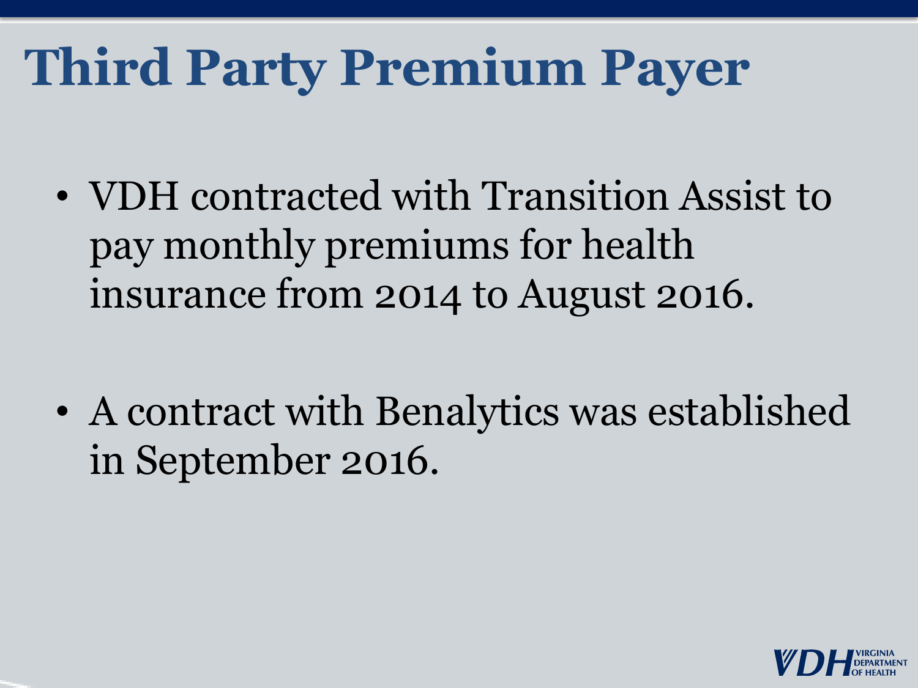# Third Party Premium Payer

- VDH contracted with Transition Assist to pay monthly premiums for health insurance from 2014 to August 2016.

- A contract with Benalytics was established in September 2016.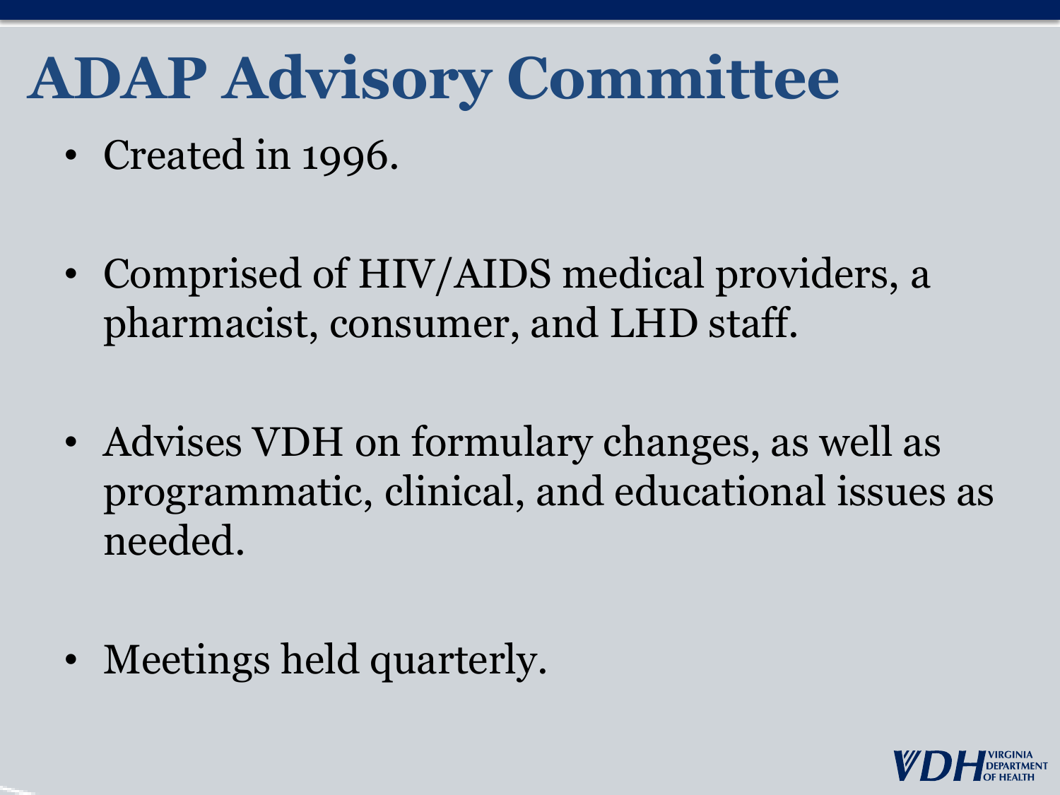# ADAP Advisory Committee

- Created in 1996.
- Comprised of HIV/AIDS medical providers, a pharmacist, consumer, and LHD staff.
- Advises VDH on formulary changes, as well as programmatic, clinical, and educational issues as needed.
- Meetings held quarterly.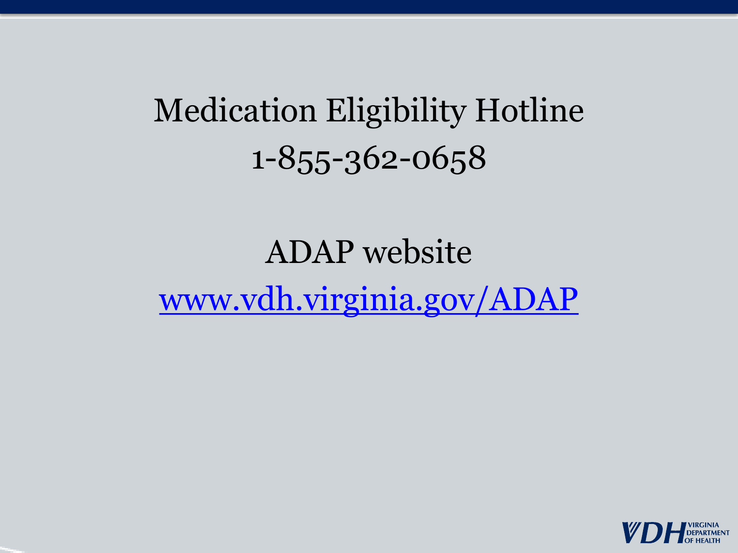Medication Eligibility Hotline

1-855-362-0658

ADAP website

[www.vdh.virginia.gov/ADAP](http://www.vdh.virginia.gov/ADAP)